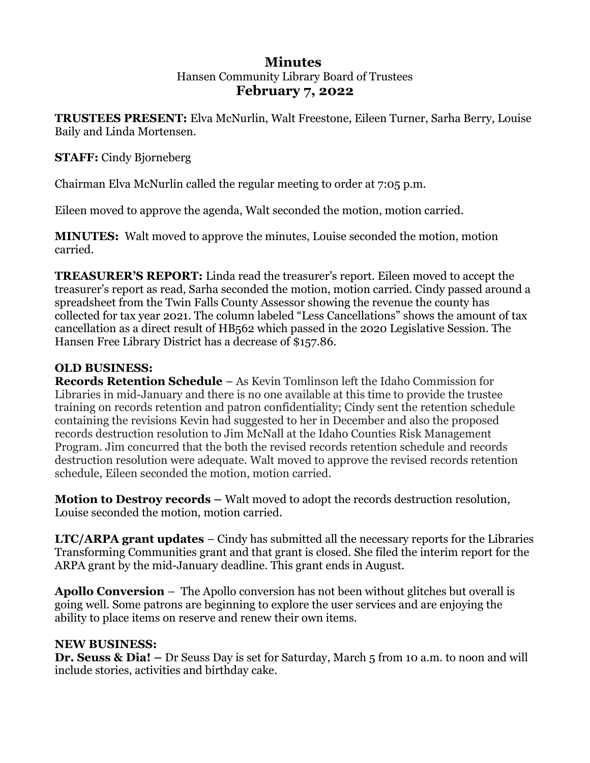# Minutes

Hansen Community Library Board of Trustees

## February 7, 2022

**TRUSTEES PRESENT:** Elva McNurlin, Walt Freestone, Eileen Turner, Sarha Berry, Louise Baily and Linda Mortensen.

**STAFF:** Cindy Bjorneberg

Chairman Elva McNurlin called the regular meeting to order at 7:05 p.m.

Eileen moved to approve the agenda, Walt seconded the motion, motion carried.

**MINUTES:** Walt moved to approve the minutes, Louise seconded the motion, motion carried.

**TREASURER'S REPORT:** Linda read the treasurer's report. Eileen moved to accept the treasurer's report as read, Sarha seconded the motion, motion carried. Cindy passed around a spreadsheet from the Twin Falls County Assessor showing the revenue the county has collected for tax year 2021. The column labeled "Less Cancellations" shows the amount of tax cancellation as a direct result of HB562 which passed in the 2020 Legislative Session. The Hansen Free Library District has a decrease of $157.86.

**OLD BUSINESS:**

**Records Retention Schedule** – As Kevin Tomlinson left the Idaho Commission for Libraries in mid-January and there is no one available at this time to provide the trustee training on records retention and patron confidentiality; Cindy sent the retention schedule containing the revisions Kevin had suggested to her in December and also the proposed records destruction resolution to Jim McNall at the Idaho Counties Risk Management Program. Jim concurred that the both the revised records retention schedule and records destruction resolution were adequate. Walt moved to approve the revised records retention schedule, Eileen seconded the motion, motion carried.

**Motion to Destroy records –** Walt moved to adopt the records destruction resolution, Louise seconded the motion, motion carried.

**LTC/ARPA grant updates** – Cindy has submitted all the necessary reports for the Libraries Transforming Communities grant and that grant is closed. She filed the interim report for the ARPA grant by the mid-January deadline. This grant ends in August.

**Apollo Conversion** – The Apollo conversion has not been without glitches but overall is going well. Some patrons are beginning to explore the user services and are enjoying the ability to place items on reserve and renew their own items.

**NEW BUSINESS:**

**Dr. Seuss & Dia! –** Dr Seuss Day is set for Saturday, March 5 from 10 a.m. to noon and will include stories, activities and birthday cake.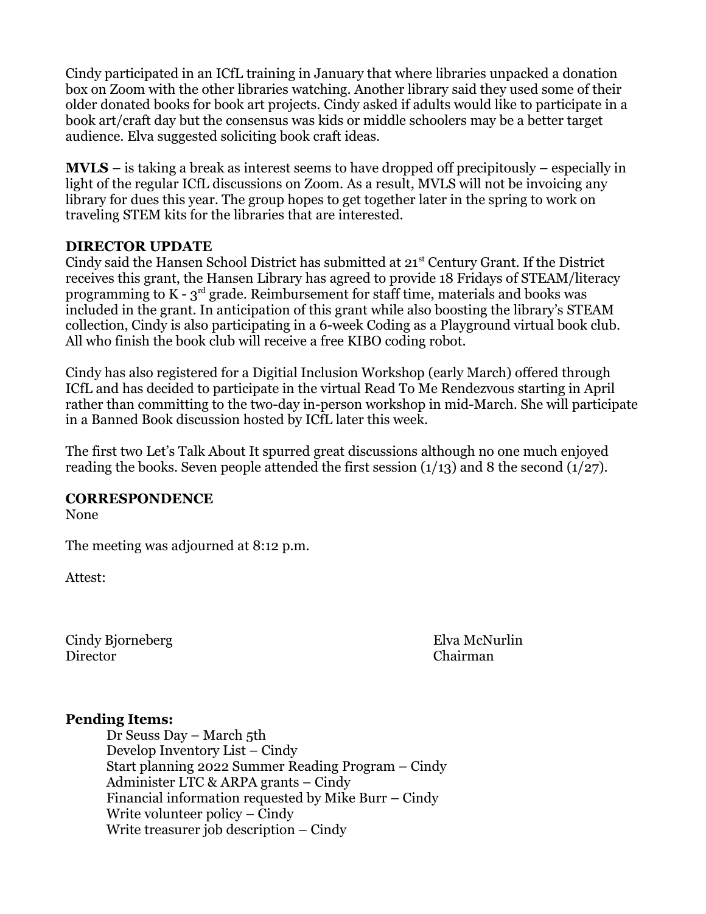Cindy participated in an ICfL training in January that where libraries unpacked a donation box on Zoom with the other libraries watching. Another library said they used some of their older donated books for book art projects. Cindy asked if adults would like to participate in a book art/craft day but the consensus was kids or middle schoolers may be a better target audience. Elva suggested soliciting book craft ideas.

**MVLS** – is taking a break as interest seems to have dropped off precipitously – especially in light of the regular ICfL discussions on Zoom. As a result, MVLS will not be invoicing any library for dues this year. The group hopes to get together later in the spring to work on traveling STEM kits for the libraries that are interested.

**DIRECTOR UPDATE**

Cindy said the Hansen School District has submitted at 21st Century Grant. If the District receives this grant, the Hansen Library has agreed to provide 18 Fridays of STEAM/literacy programming to K - 3rd grade. Reimbursement for staff time, materials and books was included in the grant. In anticipation of this grant while also boosting the library's STEAM collection, Cindy is also participating in a 6-week Coding as a Playground virtual book club. All who finish the book club will receive a free KIBO coding robot.

Cindy has also registered for a Digitial Inclusion Workshop (early March) offered through ICfL and has decided to participate in the virtual Read To Me Rendezvous starting in April rather than committing to the two-day in-person workshop in mid-March. She will participate in a Banned Book discussion hosted by ICfL later this week.

The first two Let's Talk About It spurred great discussions although no one much enjoyed reading the books. Seven people attended the first session (1/13) and 8 the second (1/27).

**CORRESPONDENCE**

None

The meeting was adjourned at 8:12 p.m.

Attest:

Cindy Bjorneberg
Director

Elva McNurlin
Chairman

**Pending Items:**

- Dr Seuss Day – March 5th
- Develop Inventory List – Cindy
- Start planning 2022 Summer Reading Program – Cindy
- Administer LTC & ARPA grants – Cindy
- Financial information requested by Mike Burr – Cindy
- Write volunteer policy – Cindy
- Write treasurer job description – Cindy